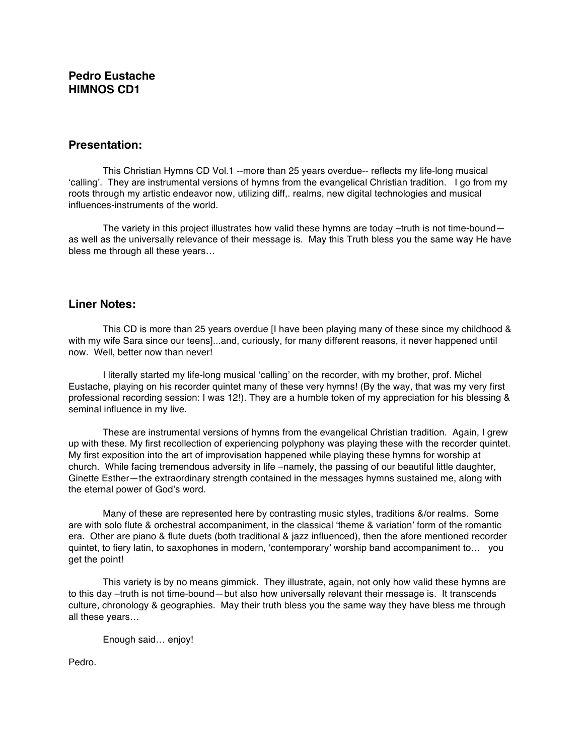**Pedro Eustache**
**HIMNOS CD1**

## Presentation:

This Christian Hymns CD Vol.1 --more than 25 years overdue-- reflects my life-long musical 'calling'. They are instrumental versions of hymns from the evangelical Christian tradition. I go from my roots through my artistic endeavor now, utilizing diff,. realms, new digital technologies and musical influences-instruments of the world.

The variety in this project illustrates how valid these hymns are today –truth is not time-bound— as well as the universally relevance of their message is. May this Truth bless you the same way He have bless me through all these years…

## Liner Notes:

This CD is more than 25 years overdue [I have been playing many of these since my childhood & with my wife Sara since our teens]...and, curiously, for many different reasons, it never happened until now. Well, better now than never!

I literally started my life-long musical 'calling' on the recorder, with my brother, prof. Michel Eustache, playing on his recorder quintet many of these very hymns! (By the way, that was my very first professional recording session: I was 12!). They are a humble token of my appreciation for his blessing & seminal influence in my live.

These are instrumental versions of hymns from the evangelical Christian tradition. Again, I grew up with these. My first recollection of experiencing polyphony was playing these with the recorder quintet. My first exposition into the art of improvisation happened while playing these hymns for worship at church. While facing tremendous adversity in life –namely, the passing of our beautiful little daughter, Ginette Esther—the extraordinary strength contained in the messages hymns sustained me, along with the eternal power of God's word.

Many of these are represented here by contrasting music styles, traditions &/or realms. Some are with solo flute & orchestral accompaniment, in the classical 'theme & variation' form of the romantic era. Other are piano & flute duets (both traditional & jazz influenced), then the afore mentioned recorder quintet, to fiery latin, to saxophones in modern, 'contemporary' worship band accompaniment to… you get the point!

This variety is by no means gimmick. They illustrate, again, not only how valid these hymns are to this day –truth is not time-bound—but also how universally relevant their message is. It transcends culture, chronology & geographies. May their truth bless you the same way they have bless me through all these years…

Enough said… enjoy!

Pedro.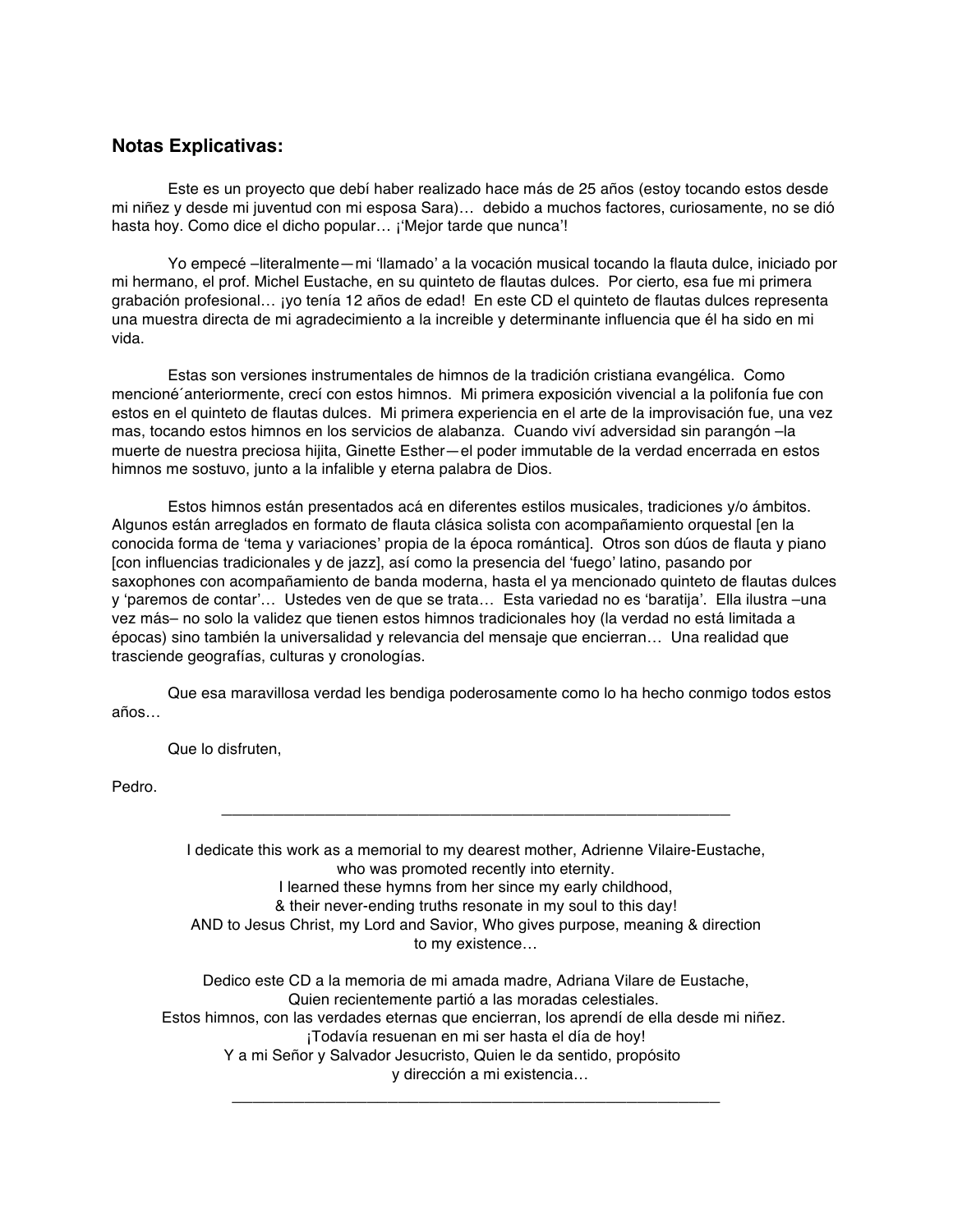**Notas Explicativas:**

Este es un proyecto que debí haber realizado hace más de 25 años (estoy tocando estos desde mi niñez y desde mi juventud con mi esposa Sara)… debido a muchos factores, curiosamente, no se dió hasta hoy. Como dice el dicho popular… ¡'Mejor tarde que nunca'!

Yo empecé –literalmente—mi 'llamado' a la vocación musical tocando la flauta dulce, iniciado por mi hermano, el prof. Michel Eustache, en su quinteto de flautas dulces. Por cierto, esa fue mi primera grabación profesional… ¡yo tenía 12 años de edad! En este CD el quinteto de flautas dulces representa una muestra directa de mi agradecimiento a la increible y determinante influencia que él ha sido en mi vida.

Estas son versiones instrumentales de himnos de la tradición cristiana evangélica. Como mencioné´anteriormente, crecí con estos himnos. Mi primera exposición vivencial a la polifonía fue con estos en el quinteto de flautas dulces. Mi primera experiencia en el arte de la improvisación fue, una vez mas, tocando estos himnos en los servicios de alabanza. Cuando viví adversidad sin parangón –la muerte de nuestra preciosa hijita, Ginette Esther—el poder immutable de la verdad encerrada en estos himnos me sostuvo, junto a la infalible y eterna palabra de Dios.

Estos himnos están presentados acá en diferentes estilos musicales, tradiciones y/o ámbitos. Algunos están arreglados en formato de flauta clásica solista con acompañamiento orquestal [en la conocida forma de 'tema y variaciones' propia de la época romántica]. Otros son dúos de flauta y piano [con influencias tradicionales y de jazz], así como la presencia del 'fuego' latino, pasando por saxophones con acompañamiento de banda moderna, hasta el ya mencionado quinteto de flautas dulces y 'paremos de contar'… Ustedes ven de que se trata… Esta variedad no es 'baratija'. Ella ilustra –una vez más– no solo la validez que tienen estos himnos tradicionales hoy (la verdad no está limitada a épocas) sino también la universalidad y relevancia del mensaje que encierran… Una realidad que trasciende geografías, culturas y cronologías.

Que esa maravillosa verdad les bendiga poderosamente como lo ha hecho conmigo todos estos años…

Que lo disfruten,

Pedro.

---

I dedicate this work as a memorial to my dearest mother, Adrienne Vilaire-Eustache,
who was promoted recently into eternity.
I learned these hymns from her since my early childhood,
& their never-ending truths resonate in my soul to this day!
AND to Jesus Christ, my Lord and Savior, Who gives purpose, meaning & direction
to my existence…

Dedico este CD a la memoria de mi amada madre, Adriana Vilare de Eustache,
Quien recientemente partió a las moradas celestiales.
Estos himnos, con las verdades eternas que encierran, los aprendí de ella desde mi niñez.
¡Todavía resuenan en mi ser hasta el día de hoy!
Y a mi Señor y Salvador Jesucristo, Quien le da sentido, propósito
y dirección a mi existencia…

---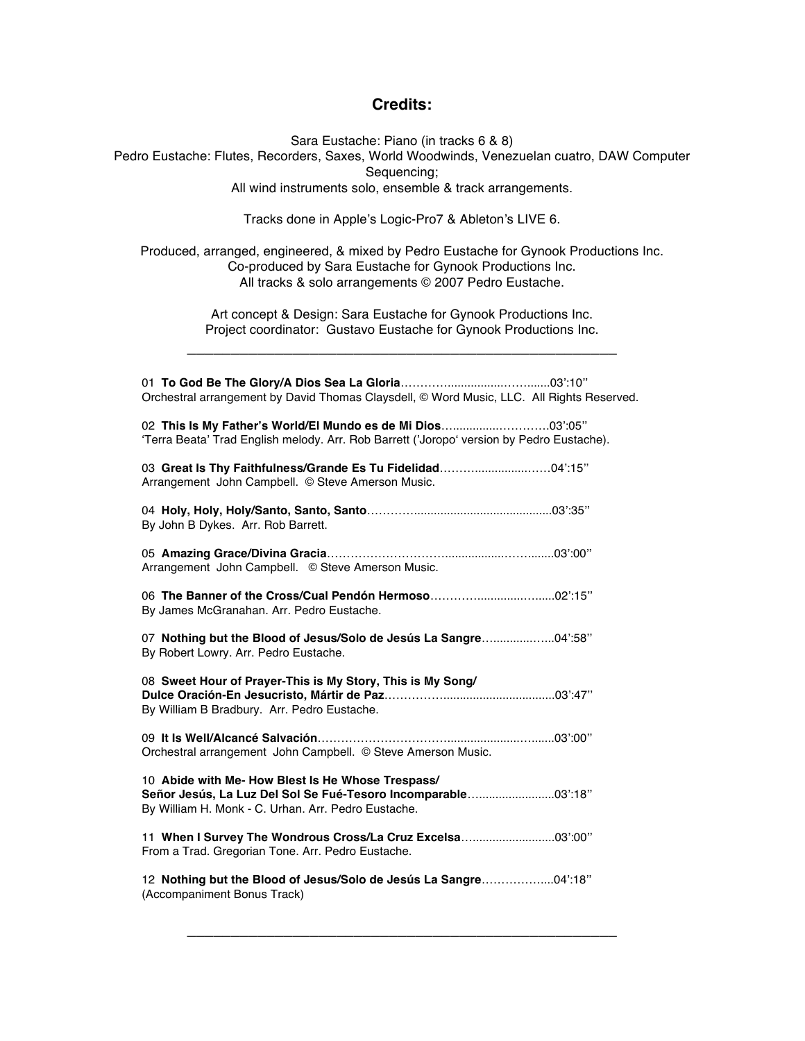## Credits:

Sara Eustache: Piano (in tracks 6 & 8)
Pedro Eustache: Flutes, Recorders, Saxes, World Woodwinds, Venezuelan cuatro, DAW Computer Sequencing;
All wind instruments solo, ensemble & track arrangements.

Tracks done in Apple's Logic-Pro7 & Ableton's LIVE 6.

Produced, arranged, engineered, & mixed by Pedro Eustache for Gynook Productions Inc.
Co-produced by Sara Eustache for Gynook Productions Inc.
All tracks & solo arrangements © 2007 Pedro Eustache.

Art concept & Design: Sara Eustache for Gynook Productions Inc.
Project coordinator: Gustavo Eustache for Gynook Productions Inc.

---

01 **To God Be The Glory/A Dios Sea La Gloria**……………………………03':10''
Orchestral arrangement by David Thomas Claysdell, © Word Music, LLC. All Rights Reserved.

02 **This Is My Father's World/El Mundo es de Mi Dios**……………………03':05''
'Terra Beata' Trad English melody. Arr. Rob Barrett ('Joropo' version by Pedro Eustache).

03 **Great Is Thy Faithfulness/Grande Es Tu Fidelidad**…………………04':15''
Arrangement John Campbell. © Steve Amerson Music.

04 **Holy, Holy, Holy/Santo, Santo, Santo**……………………………………03':35''
By John B Dykes. Arr. Rob Barrett.

05 **Amazing Grace/Divina Gracia**…………………………………………03':00''
Arrangement John Campbell. © Steve Amerson Music.

06 **The Banner of the Cross/Cual Pendón Hermoso**…………………………02':15''
By James McGranahan. Arr. Pedro Eustache.

07 **Nothing but the Blood of Jesus/Solo de Jesús La Sangre**………………04':58''
By Robert Lowry. Arr. Pedro Eustache.

08 **Sweet Hour of Prayer-This is My Story, This is My Song/
Dulce Oración-En Jesucristo, Mártir de Paz**………………………………03':47''
By William B Bradbury. Arr. Pedro Eustache.

09 **It Is Well/Alcancé Salvación**……………………………………………03':00''
Orchestral arrangement John Campbell. © Steve Amerson Music.

10 **Abide with Me- How Blest Is He Whose Trespass/
Señor Jesús, La Luz Del Sol Se Fué-Tesoro Incomparable**……………………03':18''
By William H. Monk - C. Urhan. Arr. Pedro Eustache.

11 **When I Survey The Wondrous Cross/La Cruz Excelsa**……………………03':00''
From a Trad. Gregorian Tone. Arr. Pedro Eustache.

12 **Nothing but the Blood of Jesus/Solo de Jesús La Sangre**………………04':18''
(Accompaniment Bonus Track)

---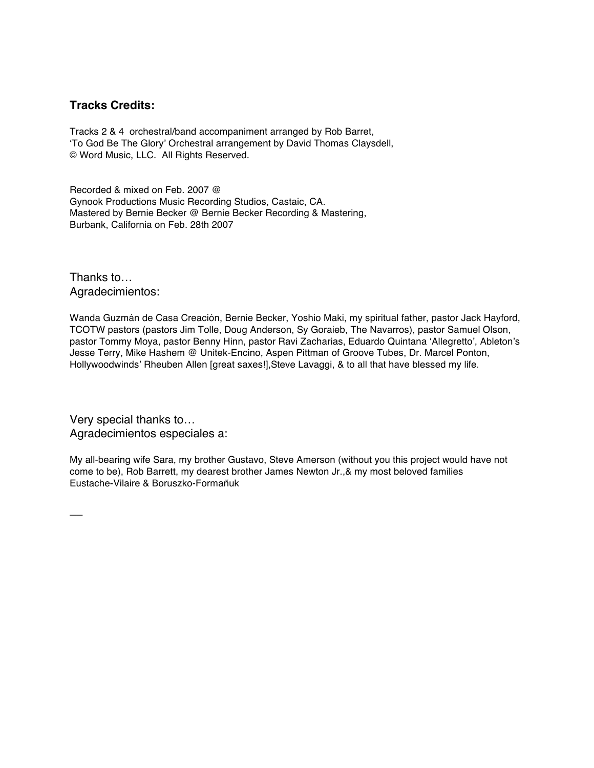**Tracks Credits:**

Tracks 2 & 4 orchestral/band accompaniment arranged by Rob Barret,
'To God Be The Glory' Orchestral arrangement by David Thomas Claysdell,
© Word Music, LLC. All Rights Reserved.

Recorded & mixed on Feb. 2007 @
Gynook Productions Music Recording Studios, Castaic, CA.
Mastered by Bernie Becker @ Bernie Becker Recording & Mastering,
Burbank, California on Feb. 28th 2007

Thanks to…
Agradecimientos:

Wanda Guzmán de Casa Creación, Bernie Becker, Yoshio Maki, my spiritual father, pastor Jack Hayford, TCOTW pastors (pastors Jim Tolle, Doug Anderson, Sy Goraieb, The Navarros), pastor Samuel Olson, pastor Tommy Moya, pastor Benny Hinn, pastor Ravi Zacharias, Eduardo Quintana 'Allegretto', Ableton's Jesse Terry, Mike Hashem @ Unitek-Encino, Aspen Pittman of Groove Tubes, Dr. Marcel Ponton, Hollywoodwinds' Rheuben Allen [great saxes!],Steve Lavaggi, & to all that have blessed my life.

Very special thanks to…
Agradecimientos especiales a:

My all-bearing wife Sara, my brother Gustavo, Steve Amerson (without you this project would have not come to be), Rob Barrett, my dearest brother James Newton Jr.,& my most beloved families Eustache-Vilaire & Boruszko-Formañuk

---